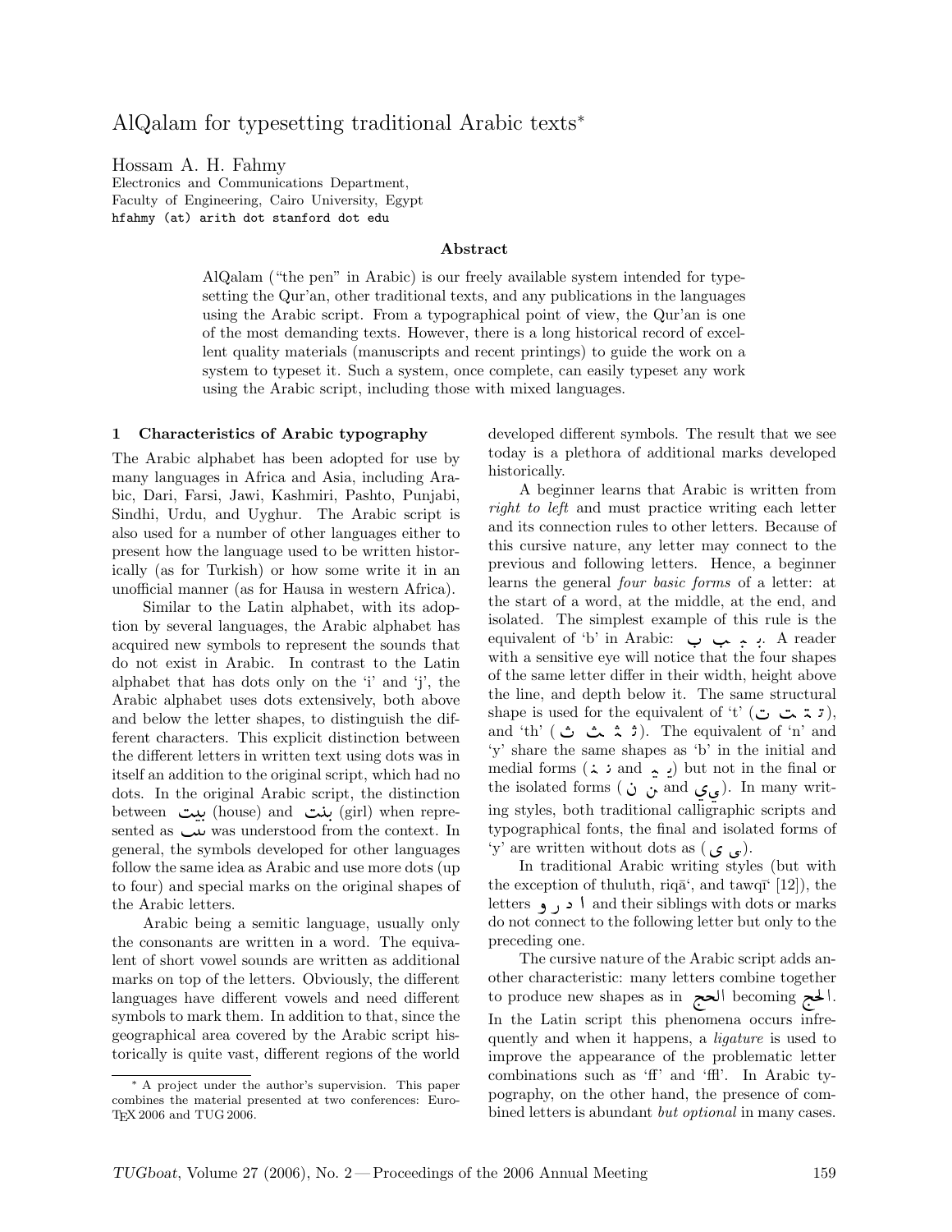# AlQalam for typesetting traditional Arabic texts*

Hossam A. H. Fahmy
Electronics and Communications Department,
Faculty of Engineering, Cairo University, Egypt
hfahmy (at) arith dot stanford dot edu

### Abstract

AlQalam ("the pen" in Arabic) is our freely available system intended for typesetting the Qur'an, other traditional texts, and any publications in the languages using the Arabic script. From a typographical point of view, the Qur'an is one of the most demanding texts. However, there is a long historical record of excellent quality materials (manuscripts and recent printings) to guide the work on a system to typeset it. Such a system, once complete, can easily typeset any work using the Arabic script, including those with mixed languages.

## 1 Characteristics of Arabic typography

The Arabic alphabet has been adopted for use by many languages in Africa and Asia, including Arabic, Dari, Farsi, Jawi, Kashmiri, Pashto, Punjabi, Sindhi, Urdu, and Uyghur. The Arabic script is also used for a number of other languages either to present how the language used to be written historically (as for Turkish) or how some write it in an unofficial manner (as for Hausa in western Africa).

Similar to the Latin alphabet, with its adoption by several languages, the Arabic alphabet has acquired new symbols to represent the sounds that do not exist in Arabic. In contrast to the Latin alphabet that has dots only on the 'i' and 'j', the Arabic alphabet uses dots extensively, both above and below the letter shapes, to distinguish the different characters. This explicit distinction between the different letters in written text using dots was in itself an addition to the original script, which had no dots. In the original Arabic script, the distinction between بيت (house) and بنت (girl) when presented as ٮٮٮ was understood from the context. In general, the symbols developed for other languages follow the same idea as Arabic and use more dots (up to four) and special marks on the original shapes of the Arabic letters.

Arabic being a semitic language, usually only the consonants are written in a word. The equivalent of short vowel sounds are written as additional marks on top of the letters. Obviously, the different languages have different vowels and need different symbols to mark them. In addition to that, since the geographical area covered by the Arabic script historically is quite vast, different regions of the world developed different symbols. The result that we see today is a plethora of additional marks developed historically.

A beginner learns that Arabic is written from *right to left* and must practice writing each letter and its connection rules to other letters. Because of this cursive nature, any letter may connect to the previous and following letters. Hence, a beginner learns the general *four basic forms* of a letter: at the start of a word, at the middle, at the end, and isolated. The simplest example of this rule is the equivalent of 'b' in Arabic: ب ـب ـبـ بـ. A reader with a sensitive eye will notice that the four shapes of the same letter differ in their width, height above the line, and depth below it. The same structural shape is used for the equivalent of 't' (ت ـت ـتـ تـ), and 'th' (ث ـث ـثـ ثـ). The equivalent of 'n' and 'y' share the same shapes as 'b' in the initial and medial forms (نـ ـنـ and يـ ـيـ) but not in the final or the isolated forms (ن ـن and ي ـي). In many writing styles, both traditional calligraphic scripts and typographical fonts, the final and isolated forms of 'y' are written without dots as (ى ـى).

In traditional Arabic writing styles (but with the exception of thuluth, riqā', and tawqī' [12]), the letters ا د ر و and their siblings with dots or marks do not connect to the following letter but only to the preceding one.

The cursive nature of the Arabic script adds another characteristic: many letters combine together to produce new shapes as in الحج becoming الحج. In the Latin script this phenomena occurs infrequently and when it happens, a *ligature* is used to improve the appearance of the problematic letter combinations such as 'ff' and 'ffl'. In Arabic typography, on the other hand, the presence of combined letters is abundant *but optional* in many cases.

---

* A project under the author's supervision. This paper combines the material presented at two conferences: EuroTEX 2006 and TUG 2006.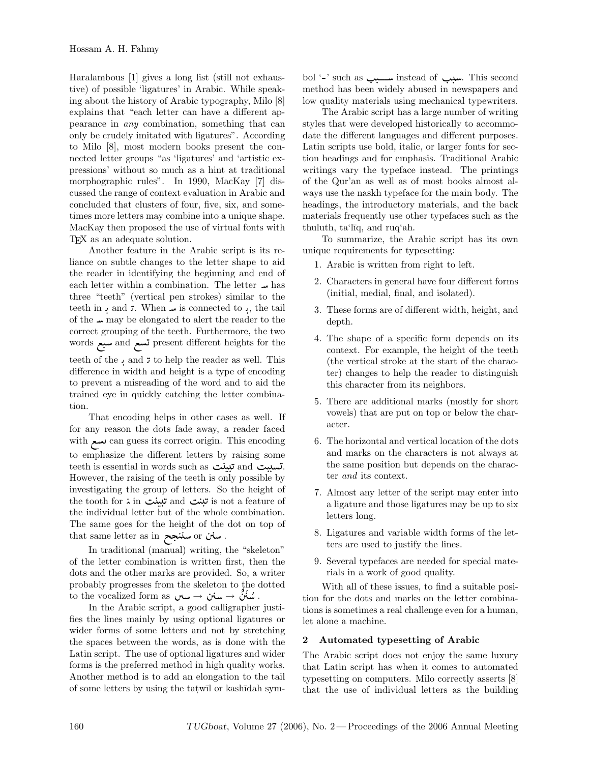Haralambous [1] gives a long list (still not exhaustive) of possible 'ligatures' in Arabic. While speaking about the history of Arabic typography, Milo [8] explains that "each letter can have a different appearance in *any* combination, something that can only be crudely imitated with ligatures". According to Milo [8], most modern books present the connected letter groups "as 'ligatures' and 'artistic expressions' without so much as a hint at traditional morphographic rules". In 1990, MacKay [7] discussed the range of context evaluation in Arabic and concluded that clusters of four, five, six, and sometimes more letters may combine into a unique shape. MacKay then proposed the use of virtual fonts with TeX as an adequate solution.

Another feature in the Arabic script is its reliance on subtle changes to the letter shape to aid the reader in identifying the beginning and end of each letter within a combination. The letter س has three "teeth" (vertical pen strokes) similar to the teeth in ب and ت. When س is connected to ب, the tail of the س may be elongated to alert the reader to the correct grouping of the teeth. Furthermore, the two words سبع and تسع present different heights for the teeth of the ب and ت to help the reader as well. This difference in width and height is a type of encoding to prevent a misreading of the word and to aid the trained eye in quickly catching the letter combination.

That encoding helps in other cases as well. If for any reason the dots fade away, a reader faced with سع can guess its correct origin. This encoding to emphasize the different letters by raising some teeth is essential in words such as تبينت and تسبيت. However, the raising of the teeth is only possible by investigating the group of letters. So the height of the tooth for ن in تبينت and تبنت is not a feature of the individual letter but of the whole combination. The same goes for the height of the dot on top of that same letter as in سننجح or سنن .

In traditional (manual) writing, the "skeleton" of the letter combination is written first, then the dots and the other marks are provided. So, a writer probably progresses from the skeleton to the dotted to the vocalized form as سس → سنن → سُنَنٌ .

In the Arabic script, a good calligrapher justifies the lines mainly by using optional ligatures or wider forms of some letters and not by stretching the spaces between the words, as is done with the Latin script. The use of optional ligatures and wider forms is the preferred method in high quality works. Another method is to add an elongation to the tail of some letters by using the taṭwīl or kashīdah symbol 'ـ' such as ســـبب instead of سبب. This second method has been widely abused in newspapers and low quality materials using mechanical typewriters.

The Arabic script has a large number of writing styles that were developed historically to accommodate the different languages and different purposes. Latin scripts use bold, italic, or larger fonts for section headings and for emphasis. Traditional Arabic writings vary the typeface instead. The printings of the Qur'an as well as of most books almost always use the naskh typeface for the main body. The headings, the introductory materials, and the back materials frequently use other typefaces such as the thuluth, ta'līq, and ruq'ah.

To summarize, the Arabic script has its own unique requirements for typesetting:

1. Arabic is written from right to left.
2. Characters in general have four different forms (initial, medial, final, and isolated).
3. These forms are of different width, height, and depth.
4. The shape of a specific form depends on its context. For example, the height of the teeth (the vertical stroke at the start of the character) changes to help the reader to distinguish this character from its neighbors.
5. There are additional marks (mostly for short vowels) that are put on top or below the character.
6. The horizontal and vertical location of the dots and marks on the characters is not always at the same position but depends on the character *and* its context.
7. Almost any letter of the script may enter into a ligature and those ligatures may be up to six letters long.
8. Ligatures and variable width forms of the letters are used to justify the lines.
9. Several typefaces are needed for special materials in a work of good quality.

With all of these issues, to find a suitable position for the dots and marks on the letter combinations is sometimes a real challenge even for a human, let alone a machine.

## 2 Automated typesetting of Arabic

The Arabic script does not enjoy the same luxury that Latin script has when it comes to automated typesetting on computers. Milo correctly asserts [8] that the use of individual letters as the building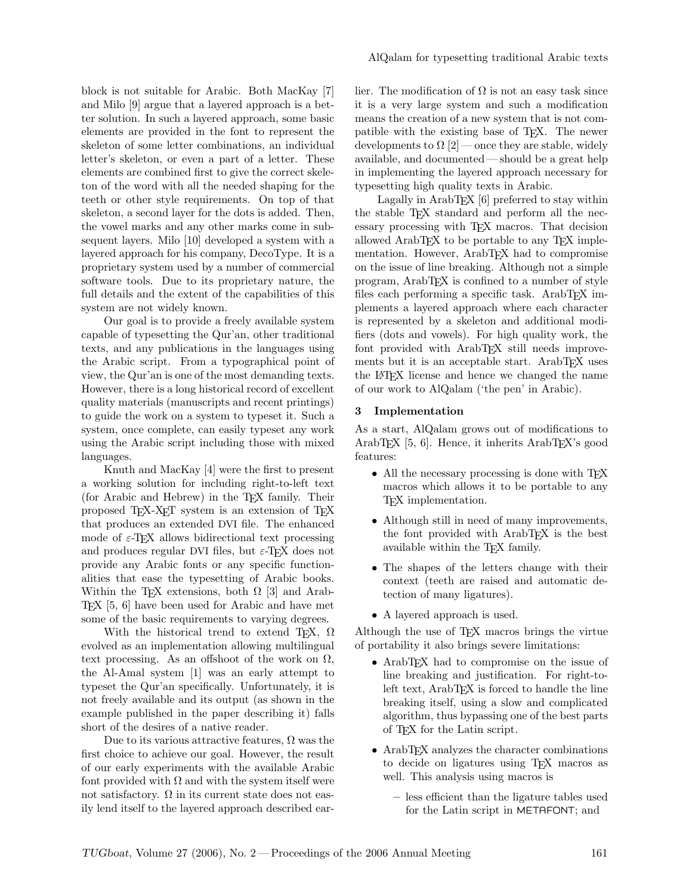block is not suitable for Arabic. Both MacKay [7] and Milo [9] argue that a layered approach is a better solution. In such a layered approach, some basic elements are provided in the font to represent the skeleton of some letter combinations, an individual letter's skeleton, or even a part of a letter. These elements are combined first to give the correct skeleton of the word with all the needed shaping for the teeth or other style requirements. On top of that skeleton, a second layer for the dots is added. Then, the vowel marks and any other marks come in subsequent layers. Milo [10] developed a system with a layered approach for his company, DecoType. It is a proprietary system used by a number of commercial software tools. Due to its proprietary nature, the full details and the extent of the capabilities of this system are not widely known.

Our goal is to provide a freely available system capable of typesetting the Qur'an, other traditional texts, and any publications in the languages using the Arabic script. From a typographical point of view, the Qur'an is one of the most demanding texts. However, there is a long historical record of excellent quality materials (manuscripts and recent printings) to guide the work on a system to typeset it. Such a system, once complete, can easily typeset any work using the Arabic script including those with mixed languages.

Knuth and MacKay [4] were the first to present a working solution for including right-to-left text (for Arabic and Hebrew) in the TeX family. Their proposed TeX-XeT system is an extension of TeX that produces an extended DVI file. The enhanced mode of $\varepsilon$-TeX allows bidirectional text processing and produces regular DVI files, but $\varepsilon$-TeX does not provide any Arabic fonts or any specific functionalities that ease the typesetting of Arabic books. Within the TeX extensions, both $\Omega$ [3] and ArabTeX [5, 6] have been used for Arabic and have met some of the basic requirements to varying degrees.

With the historical trend to extend TeX, $\Omega$ evolved as an implementation allowing multilingual text processing. As an offshoot of the work on $\Omega$, the Al-Amal system [1] was an early attempt to typeset the Qur'an specifically. Unfortunately, it is not freely available and its output (as shown in the example published in the paper describing it) falls short of the desires of a native reader.

Due to its various attractive features, $\Omega$ was the first choice to achieve our goal. However, the result of our early experiments with the available Arabic font provided with $\Omega$ and with the system itself were not satisfactory. $\Omega$ in its current state does not easily lend itself to the layered approach described earlier. The modification of $\Omega$ is not an easy task since it is a very large system and such a modification means the creation of a new system that is not compatible with the existing base of TeX. The newer developments to $\Omega$ [2] — once they are stable, widely available, and documented — should be a great help in implementing the layered approach necessary for typesetting high quality texts in Arabic.

Lagally in ArabTeX [6] preferred to stay within the stable TeX standard and perform all the necessary processing with TeX macros. That decision allowed ArabTeX to be portable to any TeX implementation. However, ArabTeX had to compromise on the issue of line breaking. Although not a simple program, ArabTeX is confined to a number of style files each performing a specific task. ArabTeX implements a layered approach where each character is represented by a skeleton and additional modifiers (dots and vowels). For high quality work, the font provided with ArabTeX still needs improvements but it is an acceptable start. ArabTeX uses the LaTeX license and hence we changed the name of our work to AlQalam ('the pen' in Arabic).

## 3 Implementation

As a start, AlQalam grows out of modifications to ArabTeX [5, 6]. Hence, it inherits ArabTeX's good features:

- All the necessary processing is done with TeX macros which allows it to be portable to any TeX implementation.
- Although still in need of many improvements, the font provided with ArabTeX is the best available within the TeX family.
- The shapes of the letters change with their context (teeth are raised and automatic detection of many ligatures).
- A layered approach is used.

Although the use of TeX macros brings the virtue of portability it also brings severe limitations:

- ArabTeX had to compromise on the issue of line breaking and justification. For right-to-left text, ArabTeX is forced to handle the line breaking itself, using a slow and complicated algorithm, thus bypassing one of the best parts of TeX for the Latin script.
- ArabTeX analyzes the character combinations to decide on ligatures using TeX macros as well. This analysis using macros is
  - less efficient than the ligature tables used for the Latin script in METAFONT; and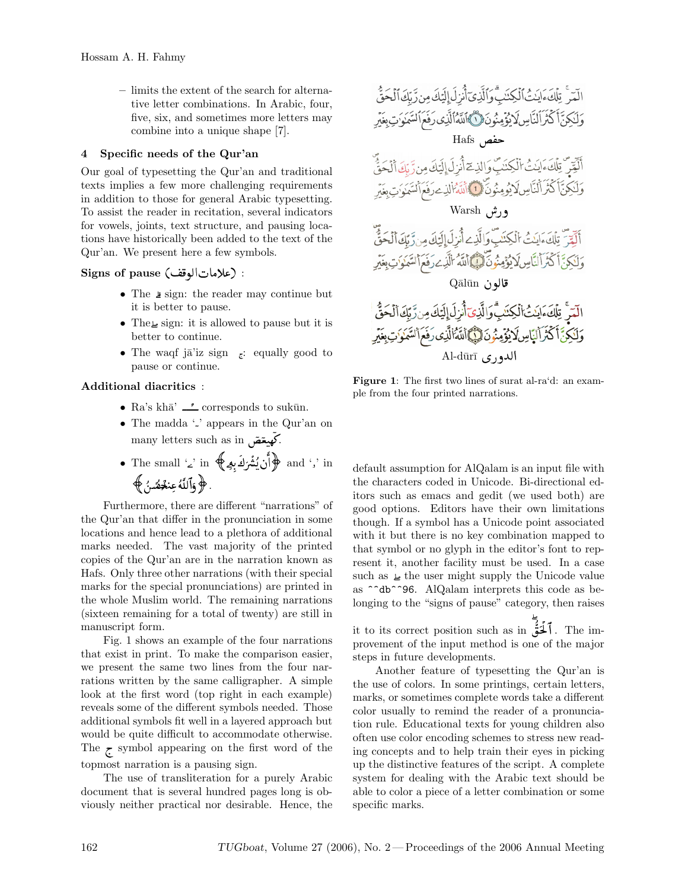– limits the extent of the search for alternative letter combinations. In Arabic, four, five, six, and sometimes more letters may combine into a unique shape [7].

## 4 Specific needs of the Qur'an

Our goal of typesetting the Qur'an and traditional texts implies a few more challenging requirements in addition to those for general Arabic typesetting. To assist the reader in recitation, several indicators for vowels, joints, text structure, and pausing locations have historically been added to the text of the Qur'an. We present here a few symbols.

**Signs of pause (علامات الوقف)** :

- The ۖ sign: the reader may continue but it is better to pause.
- The ۖ sign: it is allowed to pause but it is better to continue.
- The waqf jā'iz sign ج: equally good to pause or continue.

**Additional diacritics** :

- Ra's khā' ـۡ corresponds to sukūn.
- The madda '~' appears in the Qur'an on many letters such as in كٓهيعٓصٓ.
- The small 'ۦ' in ﴿أَن يُشْرَكَ بِهِۦ﴾ and 'ۥ' in ﴿وَٱللَّهُ عِندَهُۥ﴾.

Furthermore, there are different "narrations" of the Qur'an that differ in the pronunciation in some locations and hence lead to a plethora of additional marks needed. The vast majority of the printed copies of the Qur'an are in the narration known as Hafs. Only three other narrations (with their special marks for the special pronunciations) are printed in the whole Muslim world. The remaining narrations (sixteen remaining for a total of twenty) are still in manuscript form.

Fig. 1 shows an example of the four narrations that exist in print. To make the comparison easier, we present the same two lines from the four narrations written by the same calligrapher. A simple look at the first word (top right in each example) reveals some of the different symbols needed. Those additional symbols fit well in a layered approach but would be quite difficult to accommodate otherwise. The ج symbol appearing on the first word of the topmost narration is a pausing sign.

The use of transliteration for a purely Arabic document that is several hundred pages long is obviously neither practical nor desirable. Hence, the default assumption for AlQalam is an input file with the characters coded in Unicode. Bi-directional editors such as emacs and gedit (we used both) are good options. Editors have their own limitations though. If a symbol has a Unicode point associated with it but there is no key combination mapped to that symbol or no glyph in the editor's font to represent it, another facility must be used. In a case such as ۖ the user might supply the Unicode value as `^^db^^96`. AlQalam interprets this code as belonging to the "signs of pause" category, then raises it to its correct position such as in ٱلْحَقُّۖ. The improvement of the input method is one of the major steps in future developments.

Hafs حفص

Warsh ورش

Qālūn قالون

Al-dūrī الدوري

**Figure 1**: The first two lines of surat al-ra'd: an example from the four printed narrations.

Another feature of typesetting the Qur'an is the use of colors. In some printings, certain letters, marks, or sometimes complete words take a different color usually to remind the reader of a pronunciation rule. Educational texts for young children also often use color encoding schemes to stress new reading concepts and to help train their eyes in picking up the distinctive features of the script. A complete system for dealing with the Arabic text should be able to color a piece of a letter combination or some specific marks.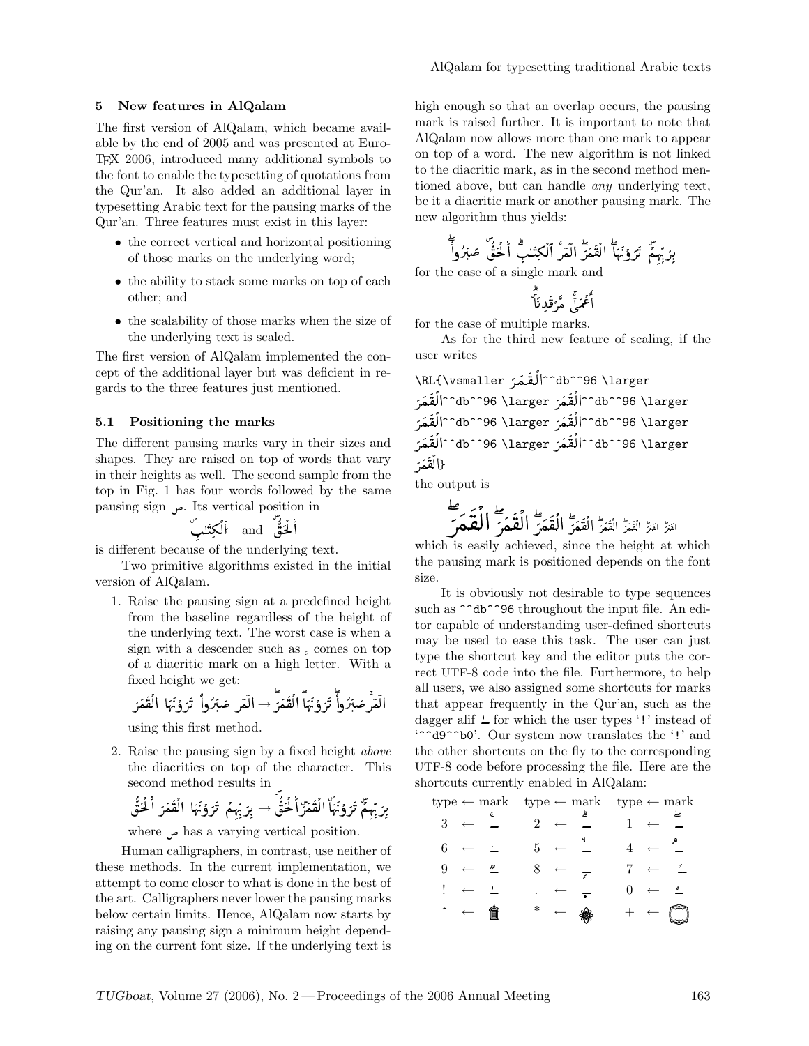## 5 New features in AlQalam

The first version of AlQalam, which became available by the end of 2005 and was presented at EuroTEX 2006, introduced many additional symbols to the font to enable the typesetting of quotations from the Qur'an. It also added an additional layer in typesetting Arabic text for the pausing marks of the Qur'an. Three features must exist in this layer:

- the correct vertical and horizontal positioning of those marks on the underlying word;
- the ability to stack some marks on top of each other; and
- the scalability of those marks when the size of the underlying text is scaled.

The first version of AlQalam implemented the concept of the additional layer but was deficient in regards to the three features just mentioned.

### 5.1 Positioning the marks

The different pausing marks vary in their sizes and shapes. They are raised on top of words that vary in their heights as well. The second sample from the top in Fig. 1 has four words followed by the same pausing sign ص. Its vertical position in

أَلْحَقُّ and أَلْكِتَٰبِ

is different because of the underlying text.

Two primitive algorithms existed in the initial version of AlQalam.

1. Raise the pausing sign at a predefined height from the baseline regardless of the height of the underlying text. The worst case is when a sign with a descender such as ع comes on top of a diacritic mark on a high letter. With a fixed height we get:

   الٓمٓ صَبَرُواْ تَرَوْنَهَا الْقَمَرَ ← الٓمٓ صَبَرُواْ تَرَوْنَهَا الْقَمَرَ

   using this first method.

2. Raise the pausing sign by a fixed height *above* the diacritics on top of the character. This second method results in

   بِرَبِّهِمْ تَرَوْنَهَا الْقَمَرَ أَلْحَقُّ ← بِرَبِّهِمْ تَرَوْنَهَا الْقَمَرَ أَلْحَقُّ

   where ص has a varying vertical position.

Human calligraphers, in contrast, use neither of these methods. In the current implementation, we attempt to come closer to what is done in the best of the art. Calligraphers never lower the pausing marks below certain limits. Hence, AlQalam now starts by raising any pausing sign a minimum height depending on the current font size. If the underlying text is high enough so that an overlap occurs, the pausing mark is raised further. It is important to note that AlQalam now allows more than one mark to appear on top of a word. The new algorithm is not linked to the diacritic mark, as in the second method mentioned above, but can handle *any* underlying text, be it a diacritic mark or another pausing mark. The new algorithm thus yields:

بِرَبِّهِمْ تَرَوْنَهَا الْقَمَرَ الٓمٓ أَلْكِتَٰبِ أَلْحَقُّ صَبَرُواْ

for the case of a single mark and

أَعْمَىٰ مَّرْقَدِنَا

for the case of multiple marks.

As for the third new feature of scaling, if the user writes

```
\RL{\vsmaller الْقَمَرَ^^db^^96 \larger
الْقَمَرَ^^db^^96 \larger الْقَمَرَ^^db^^96 \larger
الْقَمَرَ^^db^^96 \larger الْقَمَرَ^^db^^96 \larger
الْقَمَرَ^^db^^96 \larger الْقَمَرَ^^db^^96 \larger
الْقَمَرَ}
```

the output is

الْقَمَرَ الْقَمَرَ الْقَمَرَ الْقَمَرَ الْقَمَرَ الْقَمَرَ الْقَمَرَ

which is easily achieved, since the height at which the pausing mark is positioned depends on the font size.

It is obviously not desirable to type sequences such as `^^db^^96` throughout the input file. An editor capable of understanding user-defined shortcuts may be used to ease this task. The user can just type the shortcut key and the editor puts the correct UTF-8 code into the file. Furthermore, to help all users, we also assigned some shortcuts for marks that appear frequently in the Qur'an, such as the dagger alif ـٰ for which the user types '!' instead of '`^^d9^^b0`'. Our system now translates the '!' and the other shortcuts on the fly to the corresponding UTF-8 code before processing the file. Here are the shortcuts currently enabled in AlQalam:

| type | ← | mark | type | ← | mark | type | ← | mark |
|---|---|---|---|---|---|---|---|---|
| 3 | ← | ـۡع | 2 | ← | ـۗ | 1 | ← | ـۖ |
| 6 | ← | ـۢ | 5 | ← | ـۙ | 4 | ← | ـۘ |
| 9 | ← | ـٰٓ | 8 | ← | ـۭ | 7 | ← | ـۜ |
| ! | ← | ـٰ | . | ← | ـ۪ | 0 | ← | ـۥ |
| ^ | ← | ۞ | * | ← | ۩ | + | ← | ۝ |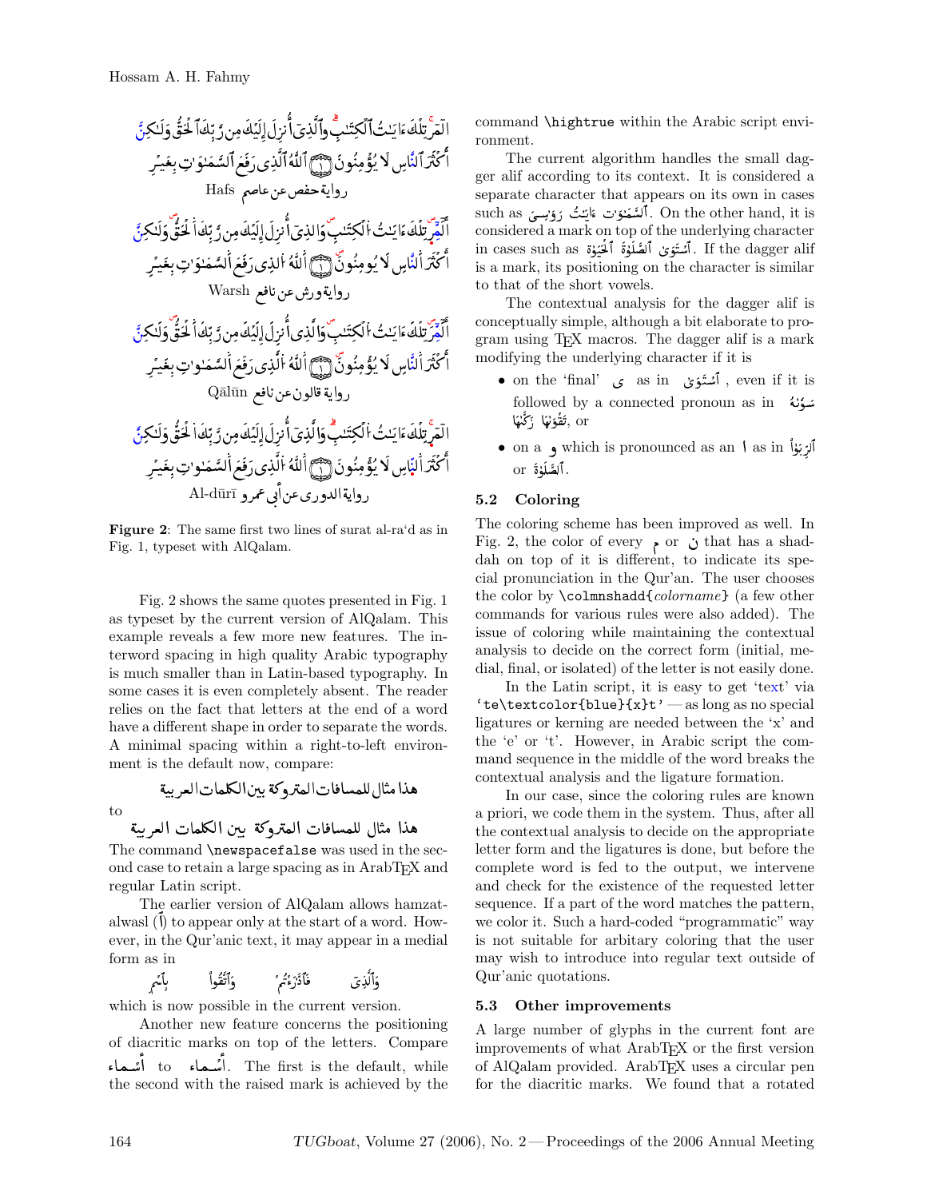الٓمٓرۚ تِلْكَ ءَايَٰتُ ٱلْكِتَٰبِۗ وَٱلَّذِيٓ أُنزِلَ إِلَيْكَ مِن رَّبِّكَ ٱلْحَقُّ وَلَٰكِنَّ أَكْثَرَ ٱلنَّاسِ لَا يُؤْمِنُونَ ۝١ ٱللَّهُ ٱلَّذِي رَفَعَ ٱلسَّمَٰوَٰتِ بِغَيْرِ

رواية حفص عن عاصم Hafs

الٓمٓرۜ تِلْكَ ءَايَٰتُ ٱلْكِتَٰبِۜ وَٱلذِيٓ أُنزِلَ إِلَيْكَ مِن رَّبِّكَ ٱلْحَقُّۜ وَلَٰكِنَّ أَكْثَرَ ٱلنَّاسِ لَا يُومِنُونَۜ ۝١ ٱللَّهُ ٱلذِي رَفَعَ ٱلسَّمَٰوَٰتِ بِغَيْرِ

رواية ورش عن نافع Warsh

الٓمٓرۜ تِلْكَ ءَايَٰتُ ٱلْكِتَٰبِۜ وَٱلذِيٓ أُنزِلَ إِلَيْكَ مِن رَّبِّكَ ٱلْحَقُّۜ وَلَٰكِنَّ أَكْثَرَ ٱلنَّاسِ لَا يُؤْمِنُونَۜ ۝١ ٱللَّهُ ٱلذِي رَفَعَ ٱلسَّمَٰوَٰتِ بِغَيْرِ

رواية قالون عن نافع Qālūn

الٓمٓرۚ تِلْكَ ءَايَٰتُ ٱلْكِتَٰبِۗ وَٱلذِيٓ أُنزِلَ إِلَيْكَ مِن رَّبِّكَ ٱلْحَقُّ وَلَٰكِنَّ أَكْثَرَ ٱلنَّاسِ لَا يُؤْمِنُونَ ۝١ ٱللَّهُ ٱلذِي رَفَعَ ٱلسَّمَٰوَٰتِ بِغَيْرِ

رواية الدوري عن أبي عمرو Al-dūrī

**Figure 2**: The same first two lines of surat al-ra'd as in Fig. 1, typeset with AlQalam.

Fig. 2 shows the same quotes presented in Fig. 1 as typeset by the current version of AlQalam. This example reveals a few more new features. The interword spacing in high quality Arabic typography is much smaller than in Latin-based typography. In some cases it is even completely absent. The reader relies on the fact that letters at the end of a word have a different shape in order to separate the words. A minimal spacing within a right-to-left environment is the default now, compare:

هذا مثال للمسافات المتروكة بين الكلمات العربية

to

هذا مثال للمسافات المتروكة بين الكلمات العربية

The command `\newspacefalse` was used in the second case to retain a large spacing as in ArabTEX and regular Latin script.

The earlier version of AlQalam allows hamzatalwasl (ٱ) to appear only at the start of a word. However, in the Qur'anic text, it may appear in a medial form as in

بِٱسْمِ وَٱتَّقُواْ فَٱدَّٰرَءْتُمْ وَٱلَّذِي

which is now possible in the current version.

Another new feature concerns the positioning of diacritic marks on top of the letters. Compare أسماء to أسماء. The first is the default, while the second with the raised mark is achieved by the command `\hightrue` within the Arabic script environment.

The current algorithm handles the small dagger alif according to its context. It is considered a separate character that appears on its own in cases such as ٱلسَّمَٰوَٰت ءَايَٰتُ رَوَٰسِيَ. On the other hand, it is considered a mark on top of the underlying character in cases such as ٱسْتَوَىٰ ٱلصَّلَوٰةَ ٱلْحَيَوٰة. If the dagger alif is a mark, its positioning on the character is similar to that of the short vowels.

The contextual analysis for the dagger alif is conceptually simple, although a bit elaborate to program using TEX macros. The dagger alif is a mark modifying the underlying character if it is

- on the 'final' ى as in ٱسْتَوَىٰ, even if it is followed by a connected pronoun as in سَوَّىٰهُ تَقْوَىٰهَا زَكَّىٰهَا, or
- on a و which is pronounced as an ا as in ٱلرِّبَوٰاْ or ٱلصَّلَوٰةَ.

## 5.2 Coloring

The coloring scheme has been improved as well. In Fig. 2, the color of every م or ن that has a shaddah on top of it is different, to indicate its special pronunciation in the Qur'an. The user chooses the color by `\colmnshadd{colorname}` (a few other commands for various rules were also added). The issue of coloring while maintaining the contextual analysis to decide on the correct form (initial, medial, final, or isolated) of the letter is not easily done.

In the Latin script, it is easy to get 'text' via '`te\textcolor{blue}{x}t`' — as long as no special ligatures or kerning are needed between the 'x' and the 'e' or 't'. However, in Arabic script the command sequence in the middle of the word breaks the contextual analysis and the ligature formation.

In our case, since the coloring rules are known a priori, we code them in the system. Thus, after all the contextual analysis to decide on the appropriate letter form and the ligatures is done, but before the complete word is fed to the output, we intervene and check for the existence of the requested letter sequence. If a part of the word matches the pattern, we color it. Such a hard-coded "programmatic" way is not suitable for arbitary coloring that the user may wish to introduce into regular text outside of Qur'anic quotations.

## 5.3 Other improvements

A large number of glyphs in the current font are improvements of what ArabTEX or the first version of AlQalam provided. ArabTEX uses a circular pen for the diacritic marks. We found that a rotated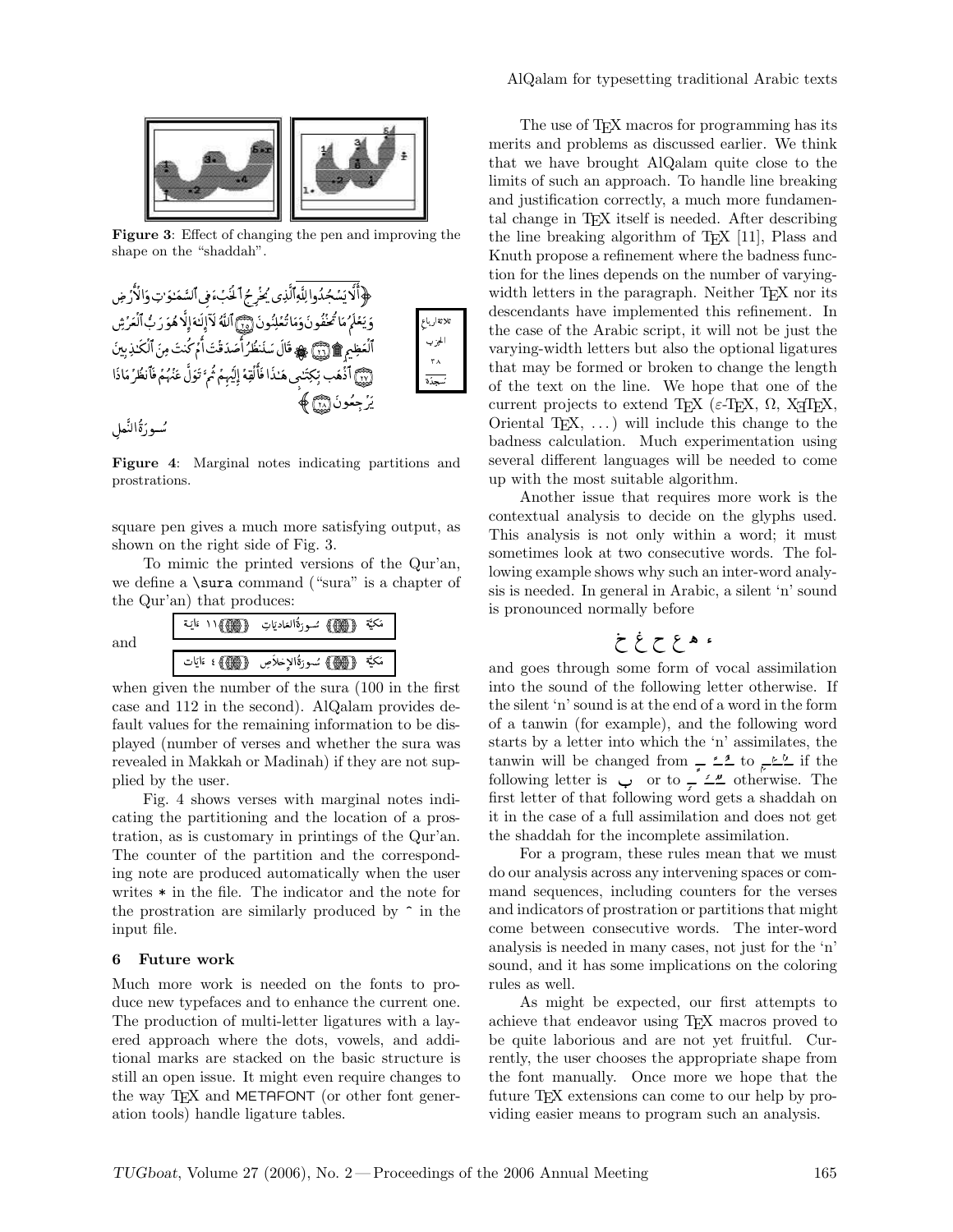**Figure 3**: Effect of changing the pen and improving the shape on the "shaddah".

**Figure 4**: Marginal notes indicating partitions and prostrations.

square pen gives a much more satisfying output, as shown on the right side of Fig. 3.

To mimic the printed versions of the Qur'an, we define a `\sura` command ("sura" is a chapter of the Qur'an) that produces:

مَكيَّة سُورَةُ العاديَات ١١ ءَايَة

and

مَكيَّة سُورَةُ الإخلَاص ٤ ءَايَات

when given the number of the sura (100 in the first case and 112 in the second). AlQalam provides default values for the remaining information to be displayed (number of verses and whether the sura was revealed in Makkah or Madinah) if they are not supplied by the user.

Fig. 4 shows verses with marginal notes indicating the partitioning and the location of a prostration, as is customary in printings of the Qur'an. The counter of the partition and the corresponding note are produced automatically when the user writes * in the file. The indicator and the note for the prostration are similarly produced by ^ in the input file.

## 6 Future work

Much more work is needed on the fonts to produce new typefaces and to enhance the current one. The production of multi-letter ligatures with a layered approach where the dots, vowels, and additional marks are stacked on the basic structure is still an open issue. It might even require changes to the way TeX and METAFONT (or other font generation tools) handle ligature tables.

The use of TeX macros for programming has its merits and problems as discussed earlier. We think that we have brought AlQalam quite close to the limits of such an approach. To handle line breaking and justification correctly, a much more fundamental change in TeX itself is needed. After describing the line breaking algorithm of TeX [11], Plass and Knuth propose a refinement where the badness function for the lines depends on the number of varying-width letters in the paragraph. Neither TeX nor its descendants have implemented this refinement. In the case of the Arabic script, it will not be just the varying-width letters but also the optional ligatures that may be formed or broken to change the length of the text on the line. We hope that one of the current projects to extend TeX ($\varepsilon$-TeX, $\Omega$, XeTeX, Oriental TeX, ...) will include this change to the badness calculation. Much experimentation using several different languages will be needed to come up with the most suitable algorithm.

Another issue that requires more work is the contextual analysis to decide on the glyphs used. This analysis is not only within a word; it must sometimes look at two consecutive words. The following example shows why such an inter-word analysis is needed. In general in Arabic, a silent 'n' sound is pronounced normally before

ء ه ع ح غ خ

and goes through some form of vocal assimilation into the sound of the following letter otherwise. If the silent 'n' sound is at the end of a word in the form of a tanwin (for example), and the following word starts by a letter into which the 'n' assimilates, the tanwin will be changed from ـٍ ـً ـٌ to ـٍ ـً ـٌ if the following letter is ب or to ـٍ ـً ـٌ otherwise. The first letter of that following word gets a shaddah on it in the case of a full assimilation and does not get the shaddah for the incomplete assimilation.

For a program, these rules mean that we must do our analysis across any intervening spaces or command sequences, including counters for the verses and indicators of prostration or partitions that might come between consecutive words. The inter-word analysis is needed in many cases, not just for the 'n' sound, and it has some implications on the coloring rules as well.

As might be expected, our first attempts to achieve that endeavor using TeX macros proved to be quite laborious and are not yet fruitful. Currently, the user chooses the appropriate shape from the font manually. Once more we hope that the future TeX extensions can come to our help by providing easier means to program such an analysis.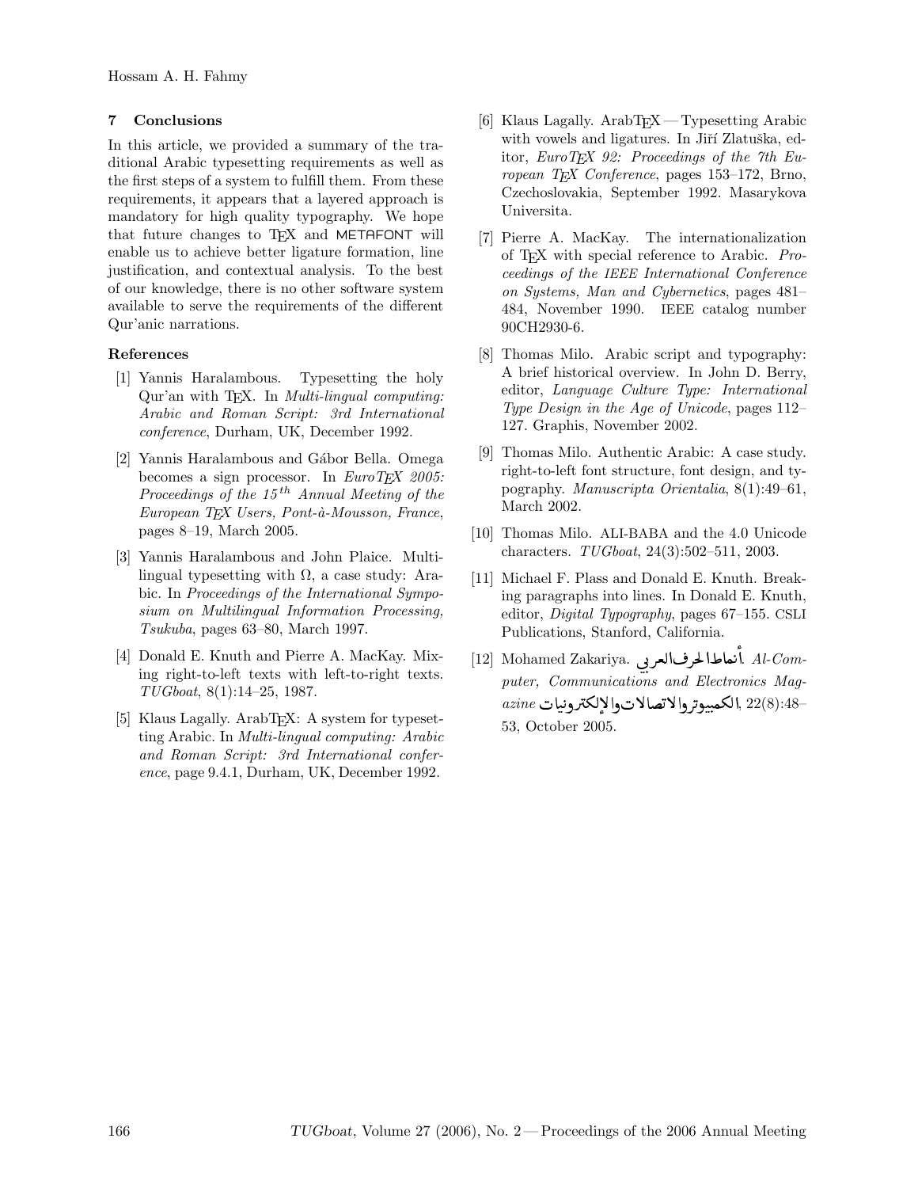## 7 Conclusions

In this article, we provided a summary of the traditional Arabic typesetting requirements as well as the first steps of a system to fulfill them. From these requirements, it appears that a layered approach is mandatory for high quality typography. We hope that future changes to TEX and METAFONT will enable us to achieve better ligature formation, line justification, and contextual analysis. To the best of our knowledge, there is no other software system available to serve the requirements of the different Qur'anic narrations.

### References

[1] Yannis Haralambous. Typesetting the holy Qur'an with TEX. In *Multi-lingual computing: Arabic and Roman Script: 3rd International conference*, Durham, UK, December 1992.

[2] Yannis Haralambous and Gábor Bella. Omega becomes a sign processor. In *EuroTEX 2005: Proceedings of the 15th Annual Meeting of the European TEX Users, Pont-à-Mousson, France*, pages 8–19, March 2005.

[3] Yannis Haralambous and John Plaice. Multilingual typesetting with Ω, a case study: Arabic. In *Proceedings of the International Symposium on Multilingual Information Processing, Tsukuba*, pages 63–80, March 1997.

[4] Donald E. Knuth and Pierre A. MacKay. Mixing right-to-left texts with left-to-right texts. *TUGboat*, 8(1):14–25, 1987.

[5] Klaus Lagally. ArabTEX: A system for typesetting Arabic. In *Multi-lingual computing: Arabic and Roman Script: 3rd International conference*, page 9.4.1, Durham, UK, December 1992.

[6] Klaus Lagally. ArabTEX — Typesetting Arabic with vowels and ligatures. In Jiří Zlatuška, editor, *EuroTEX 92: Proceedings of the 7th European TEX Conference*, pages 153–172, Brno, Czechoslovakia, September 1992. Masarykova Universita.

[7] Pierre A. MacKay. The internationalization of TEX with special reference to Arabic. *Proceedings of the IEEE International Conference on Systems, Man and Cybernetics*, pages 481–484, November 1990. IEEE catalog number 90CH2930-6.

[8] Thomas Milo. Arabic script and typography: A brief historical overview. In John D. Berry, editor, *Language Culture Type: International Type Design in the Age of Unicode*, pages 112–127. Graphis, November 2002.

[9] Thomas Milo. Authentic Arabic: A case study. right-to-left font structure, font design, and typography. *Manuscripta Orientalia*, 8(1):49–61, March 2002.

[10] Thomas Milo. ALI-BABA and the 4.0 Unicode characters. *TUGboat*, 24(3):502–511, 2003.

[11] Michael F. Plass and Donald E. Knuth. Breaking paragraphs into lines. In Donald E. Knuth, editor, *Digital Typography*, pages 67–155. CSLI Publications, Stanford, California.

[12] Mohamed Zakariya. أنماط الحرف العربي. *Al-Computer, Communications and Electronics Magazine* الكمبيوتر والاتصالات والإلكترونيات, 22(8):48–53, October 2005.